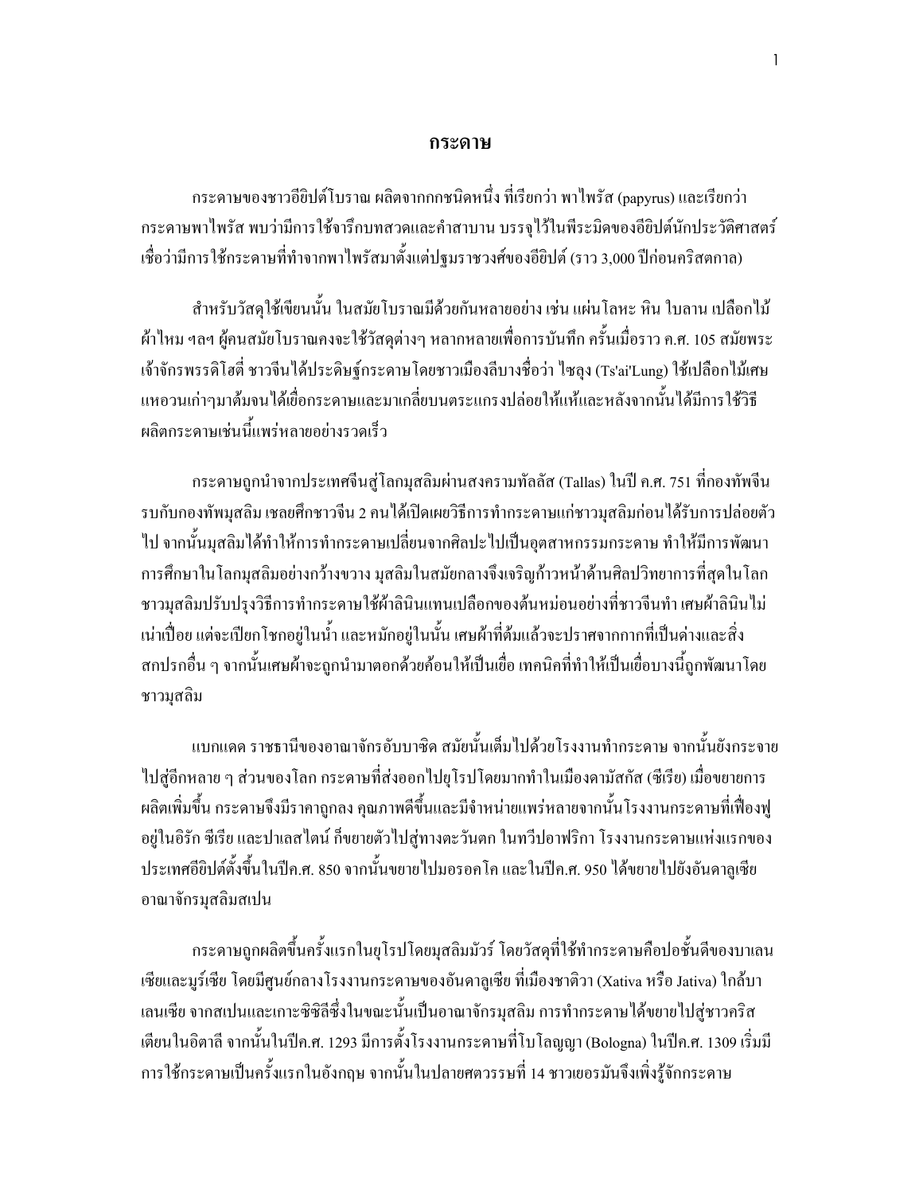# กระดาษ

กระดาษของชาวอียิปต์โบราณ ผลิตจากกกชนิดหนึ่ง ที่เรียกว่า พาไพรัส (papyrus) และเรียกว่า กระดาษพาไพรัส พบว่ามีการใช้จารึกบทสวดและคำสาบาน บรรจุไว้ในพีระมิดของอียิปต์นักประวัติศาสตร์เชื่อว่ามีการใช้กระดาษที่ทำจากพาไพรัสมาตั้งแต่ปฐมราชวงศ์ของอียิปต์ (ราว 3,000 ปีก่อนคริสตกาล)

สำหรับวัสดุใช้เขียนนั้น ในสมัยโบราณมีด้วยกันหลายอย่าง เช่น แผ่นโลหะ หิน ใบลาน เปลือกไม้ ผ้าไหม ฯลฯ ผู้คนสมัยโบราณคงจะใช้วัสดุต่างๆ หลากหลายเพื่อการบันทึก ครั้นเมื่อราว ค.ศ. 105 สมัยพระเจ้าจักรพรรดิโฮตี่ ชาวจีนได้ประดิษฐ์กระดาษโดยชาวเมืองลีบางชื่อว่า ไซลุง (Ts'ai'Lung) ใช้เปลือกไม้เศษแหอวนเก่าๆมาต้มจนได้เยื่อกระดาษและมาเกลี่ยบนตระแกรงปล่อยให้แห้งและหลังจากนั้นได้มีการใช้วิธีผลิตกระดาษเช่นนี้แพร่หลายอย่างรวดเร็ว

กระดาษถูกนำจากประเทศจีนสู่โลกมุสลิมผ่านสงครามทัลลัส (Tallas) ในปี ค.ศ. 751 ที่กองทัพจีนรบกับกองทัพมุสลิม เชลยศึกชาวจีน 2 คนได้เปิดเผยวิธีการทำกระดาษแก่ชาวมุสลิมก่อนได้รับการปล่อยตัวไป จากนั้นมุสลิมได้ทำให้การทำกระดาษเปลี่ยนจากศิลปะไปเป็นอุตสาหกรรมกระดาษ ทำให้มีการพัฒนาการศึกษาในโลกมุสลิมอย่างกว้างขวาง มุสลิมในสมัยกลางจึงเจริญก้าวหน้าด้านศิลปวิทยาการที่สุดในโลก ชาวมุสลิมปรับปรุงวิธีการทำกระดาษใช้ผ้าลินินแทนเปลือกของต้นหม่อนอย่างที่ชาวจีนทำ เศษผ้าลินินไม่เน่าเปื่อย แต่จะเปียกโชกอยู่ในน้ำ และหมักอยู่ในนั้น เศษผ้าที่ต้มแล้วจะปราศจากกากที่เป็นด่างและสิ่งสกปรกอื่น ๆ จากนั้นเศษผ้าจะถูกนำมาตอกด้วยค้อนให้เป็นเยื่อ เทคนิคที่ทำให้เป็นเยื่อบางนี้ถูกพัฒนาโดยชาวมุสลิม

แบกแดด ราชธานีของอาณาจักรอับบาซิด สมัยนั้นเต็มไปด้วยโรงงานทำกระดาษ จากนั้นยังกระจายไปสู่อีกหลาย ๆ ส่วนของโลก กระดาษที่ส่งออกไปยุโรปโดยมากทำในเมืองดามัสกัส (ซีเรีย) เมื่อขยายการผลิตเพิ่มขึ้น กระดาษจึงมีราคาถูกลง คุณภาพดีขึ้นและมีจำหน่ายแพร่หลายจากนั้นโรงงานกระดาษที่เฟื่องฟูอยู่ในอิรัก ซีเรีย และปาเลสไตน์ ก็ขยายตัวไปสู่ทางตะวันตก ในทวีปอาฟริกา โรงงานกระดาษแห่งแรกของประเทศอียิปต์ตั้งขึ้นในปีค.ศ. 850 จากนั้นขยายไปมอรอคโค และในปีค.ศ. 950 ได้ขยายไปยังอันดาลูเซีย อาณาจักรมุสลิมสเปน

กระดาษถูกผลิตขึ้นครั้งแรกในยุโรปโดยมุสลิมมัวร์ โดยวัสดุที่ใช้ทำกระดาษคือปอชั้นดีของบาเลนเซียและมูร์เซีย โดยมีศูนย์กลางโรงงานกระดาษของอันดาลูเซีย ที่เมืองชาติวา (Xativa หรือ Jativa) ใกล้บาเลนเซีย จากสเปนและเกาะซิซิลีซึ่งในขณะนั้นเป็นอาณาจักรมุสลิม การทำกระดาษได้ขยายไปสู่ชาวคริสเตียนในอิตาลี จากนั้นในปีค.ศ. 1293 มีการตั้งโรงงานกระดาษที่โบโลญญา (Bologna) ในปีค.ศ. 1309 เริ่มมีการใช้กระดาษเป็นครั้งแรกในอังกฤษ จากนั้นในปลายศตวรรษที่ 14 ชาวเยอรมันจึงเพิ่งรู้จักกระดาษ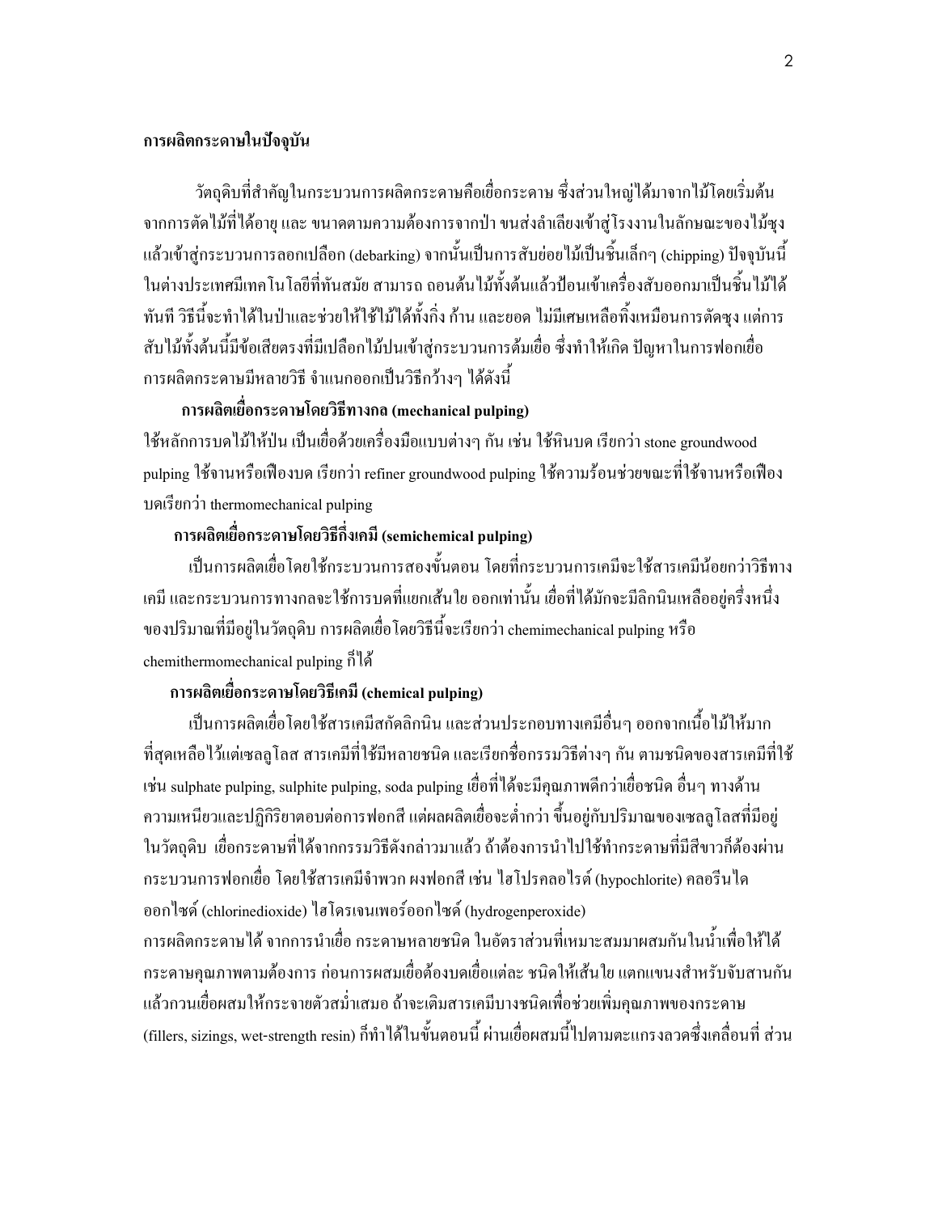## การผลิตกระดาษในปัจจุบัน

วัตถุดิบที่สำคัญในกระบวนการผลิตกระดาษคือเยื่อกระดาษ ซึ่งส่วนใหญ่ได้มาจากไม้โดยเริ่มต้นจากการตัดไม้ที่ได้อายุ และ ขนาดตามความต้องการจากป่า ขนส่งลำเลียงเข้าสู่โรงงานในลักษณะของไม้ซุง แล้วเข้าสู่กระบวนการลอกเปลือก (debarking) จากนั้นเป็นการสับย่อยไม้เป็นชิ้นเล็กๆ (chipping) ปัจจุบันนี้ในต่างประเทศมีเทคโนโลยีที่ทันสมัย สามารถ ถอนต้นไม้ทั้งต้นแล้วป้อนเข้าเครื่องสับออกมาเป็นชิ้นไม้ได้ทันที วิธีนี้จะทำได้ในป่าและช่วยให้ใช้ไม้ได้ทั้งกิ่ง ก้าน และยอด ไม่มีเศษเหลือทิ้งเหมือนการตัดซุง แต่การสับไม้ทั้งต้นนี้มีข้อเสียตรงที่มีเปลือกไม้ปนเข้าสู่กระบวนการต้มเยื่อ ซึ่งทำให้เกิด ปัญหาในการฟอกเยื่อ การผลิตกระดาษมีหลายวิธี จำแนกออกเป็นวิธีกว้างๆ ได้ดังนี้

**การผลิตเยื่อกระดาษโดยวิธีทางกล (mechanical pulping)**

ใช้หลักการบดไม้ให้ป่น เป็นเยื่อด้วยเครื่องมือแบบต่างๆ กัน เช่น ใช้หินบด เรียกว่า stone groundwood pulping ใช้จานหรือเฟืองบด เรียกว่า refiner groundwood pulping ใช้ความร้อนช่วยขณะที่ใช้จานหรือเฟืองบดเรียกว่า thermomechanical pulping

**การผลิตเยื่อกระดาษโดยวิธีกึ่งเคมี (semichemical pulping)**

เป็นการผลิตเยื่อโดยใช้กระบวนการสองขั้นตอน โดยที่กระบวนการเคมีจะใช้สารเคมีน้อยกว่าวิธีทางเคมี และกระบวนการทางกลจะใช้การบดที่แยกเส้นใย ออกเท่านั้น เยื่อที่ได้มักจะมีลิกนินเหลืออยู่ครึ่งหนึ่งของปริมาณที่มีอยู่ในวัตถุดิบ การผลิตเยื่อโดยวิธีนี้จะเรียกว่า chemimechanical pulping หรือ chemithermomechanical pulping ก็ได้

**การผลิตเยื่อกระดาษโดยวิธีเคมี (chemical pulping)**

เป็นการผลิตเยื่อโดยใช้สารเคมีสกัดลิกนิน และส่วนประกอบทางเคมีอื่นๆ ออกจากเนื้อไม้ให้มากที่สุดเหลือไว้แต่เซลลูโลส สารเคมีที่ใช้มีหลายชนิด และเรียกชื่อกรรมวิธีต่างๆ กัน ตามชนิดของสารเคมีที่ใช้ เช่น sulphate pulping, sulphite pulping, soda pulping เยื่อที่ได้จะมีคุณภาพดีกว่าเยื่อชนิด อื่นๆ ทางด้านความเหนียวและปฏิกิริยาตอบต่อการฟอกสี แต่ผลผลิตเยื่อจะต่ำกว่า ขึ้นอยู่กับปริมาณของเซลลูโลสที่มีอยู่ในวัตถุดิบ เยื่อกระดาษที่ได้จากกรรมวิธีดังกล่าวมาแล้ว ถ้าต้องการนำไปใช้ทำกระดาษที่มีสีขาวก็ต้องผ่านกระบวนการฟอกเยื่อ โดยใช้สารเคมีจำพวก ผงฟอกสี เช่น ไฮโปรคลอไรต์ (hypochlorite) คลอรีนไดออกไซด์ (chlorinedioxide) ไฮโดรเจนเพอร์ออกไซด์ (hydrogenperoxide)

การผลิตกระดาษได้ จากการนำเยื่อ กระดาษหลายชนิด ในอัตราส่วนที่เหมาะสมมาผสมกันในน้ำเพื่อให้ได้กระดาษคุณภาพตามต้องการ ก่อนการผสมเยื่อต้องบดเยื่อแต่ละ ชนิดให้เส้นใย แตกแขนงสำหรับจับสานกัน แล้วกวนเยื่อผสมให้กระจายตัวสม่ำเสมอ ถ้าจะเติมสารเคมีบางชนิดเพื่อช่วยเพิ่มคุณภาพของกระดาษ (fillers, sizings, wet-strength resin) ก็ทำได้ในขั้นตอนนี้ ผ่านเยื่อผสมนี้ไปตามตะแกรงลวดซึ่งเคลื่อนที่ ส่วน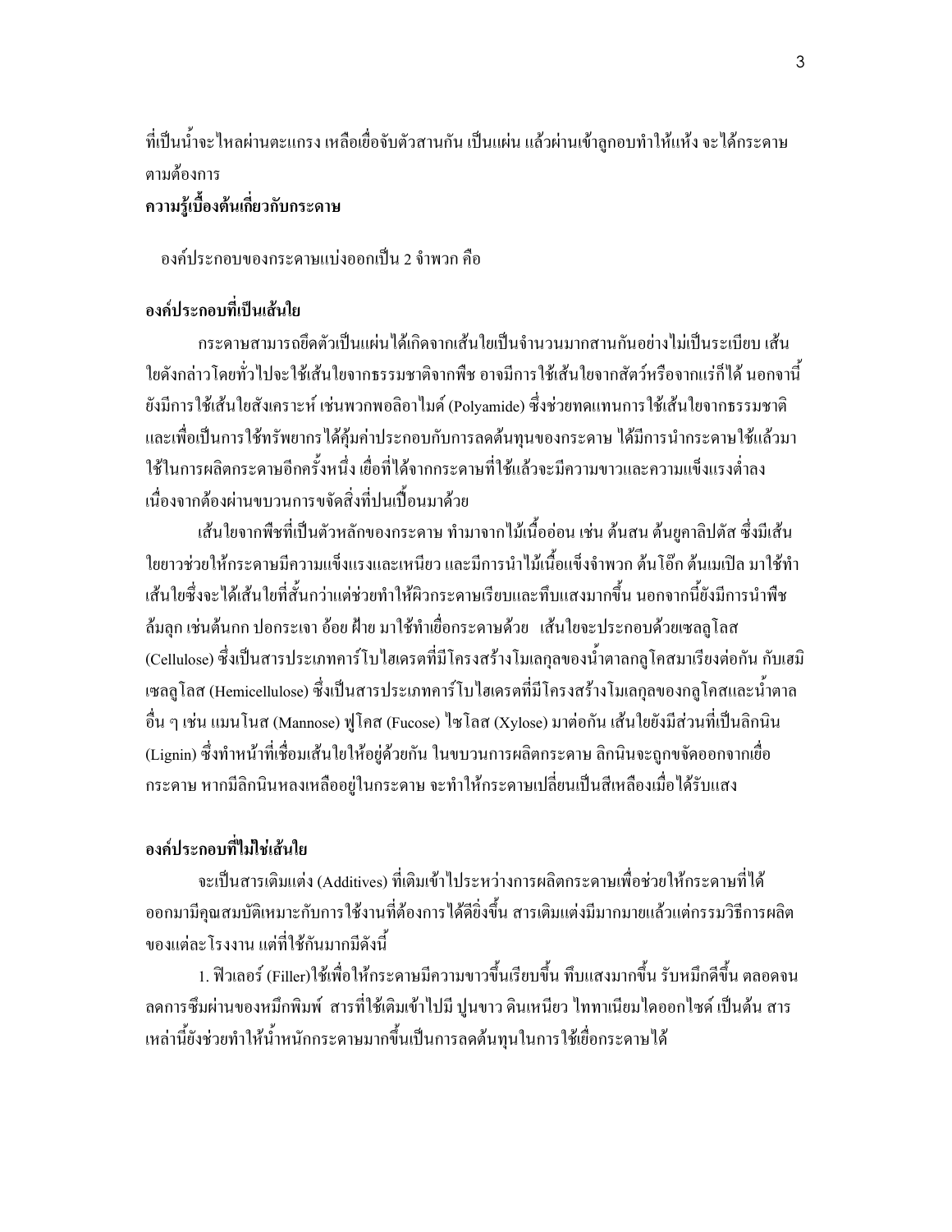ที่เป็นน้ำจะไหลผ่านตะแกรง เหลือเยื่อจับตัวสานกัน เป็นแผ่น แล้วผ่านเข้าลูกอบทำให้แห้ง จะได้กระดาษตามต้องการ

**ความรู้เบื้องต้นเกี่ยวกับกระดาษ**

องค์ประกอบของกระดาษแบ่งออกเป็น 2 จำพวก คือ

**องค์ประกอบที่เป็นเส้นใย**

กระดาษสามารถยึดตัวเป็นแผ่นได้เกิดจากเส้นใยเป็นจำนวนมากสานกันอย่างไม่เป็นระเบียบ เส้นใยดังกล่าวโดยทั่วไปจะใช้เส้นใยจากธรรมชาติจากพืช อาจมีการใช้เส้นใยจากสัตว์หรือจากแร่ก็ได้ นอกจานี้ยังมีการใช้เส้นใยสังเคราะห์ เช่นพวกพอลิอาไมด์ (Polyamide) ซึ่งช่วยทดแทนการใช้เส้นใยจากธรรมชาติ และเพื่อเป็นการใช้ทรัพยากรได้คุ้มค่าประกอบกับการลดต้นทุนของกระดาษ ได้มีการนำกระดาษใช้แล้วมาใช้ในการผลิตกระดาษอีกครั้งหนึ่ง เยื่อที่ได้จากกระดาษที่ใช้แล้วจะมีความขาวและความแข็งแรงต่ำลงเนื่องจากต้องผ่านขบวนการขจัดสิ่งที่ปนเปื้อนมาด้วย

เส้นใยจากพืชที่เป็นตัวหลักของกระดาษ ทำมาจากไม้เนื้ออ่อน เช่น ต้นสน ต้นยูคาลิปตัส ซึ่งมีเส้นใยยาวช่วยให้กระดาษมีความแข็งแรงและเหนียว และมีการนำไม้เนื้อแข็งจำพวก ต้นโอ๊ก ต้นเมเปิล มาใช้ทำเส้นใยซึ่งจะได้เส้นใยที่สั้นกว่าแต่ช่วยทำให้ผิวกระดาษเรียบและทึบแสงมากขึ้น นอกจากนี้ยังมีการนำพืชล้มลุก เช่นต้นกก ปอกระเจา อ้อย ฝ้าย มาใช้ทำเยื่อกระดาษด้วย เส้นใยจะประกอบด้วยเซลลูโลส (Cellulose) ซึ่งเป็นสารประเภทคาร์โบไฮเดรตที่มีโครงสร้างโมเลกุลของน้ำตาลกลูโคสมาเรียงต่อกัน กับเฮมิเซลลูโลส (Hemicellulose) ซึ่งเป็นสารประเภทคาร์โบไฮเดรตที่มีโครงสร้างโมเลกุลของกลูโคสและน้ำตาลอื่น ๆ เช่น แมนโนส (Mannose) ฟูโคส (Fucose) ไซโลส (Xylose) มาต่อกัน เส้นใยยังมีส่วนที่เป็นลิกนิน (Lignin) ซึ่งทำหน้าที่เชื่อมเส้นใยให้อยู่ด้วยกัน ในขบวนการผลิตกระดาษ ลิกนินจะถูกขจัดออกจากเยื่อกระดาษ หากมีลิกนินหลงเหลืออยู่ในกระดาษ จะทำให้กระดาษเปลี่ยนเป็นสีเหลืองเมื่อได้รับแสง

**องค์ประกอบที่ไม่ใช่เส้นใย**

จะเป็นสารเติมแต่ง (Additives) ที่เติมเข้าไประหว่างการผลิตกระดาษเพื่อช่วยให้กระดาษที่ได้ออกมามีคุณสมบัติเหมาะกับการใช้งานที่ต้องการได้ดียิ่งขึ้น สารเติมแต่งมีมากมายแล้วแต่กรรมวิธีการผลิตของแต่ละโรงงาน แต่ที่ใช้กันมากมีดังนี้

1. ฟิวเลอร์ (Filler)ใช้เพื่อให้กระดาษมีความขาวขึ้นเรียบขึ้น ทึบแสงมากขึ้น รับหมึกดีขึ้น ตลอดจนลดการซึมผ่านของหมึกพิมพ์ สารที่ใช้เติมเข้าไปมี ปูนขาว ดินเหนียว ไททาเนียมไดออกไซด์ เป็นต้น สารเหล่านี้ยังช่วยทำให้น้ำหนักกระดาษมากขึ้นเป็นการลดต้นทุนในการใช้เยื่อกระดาษได้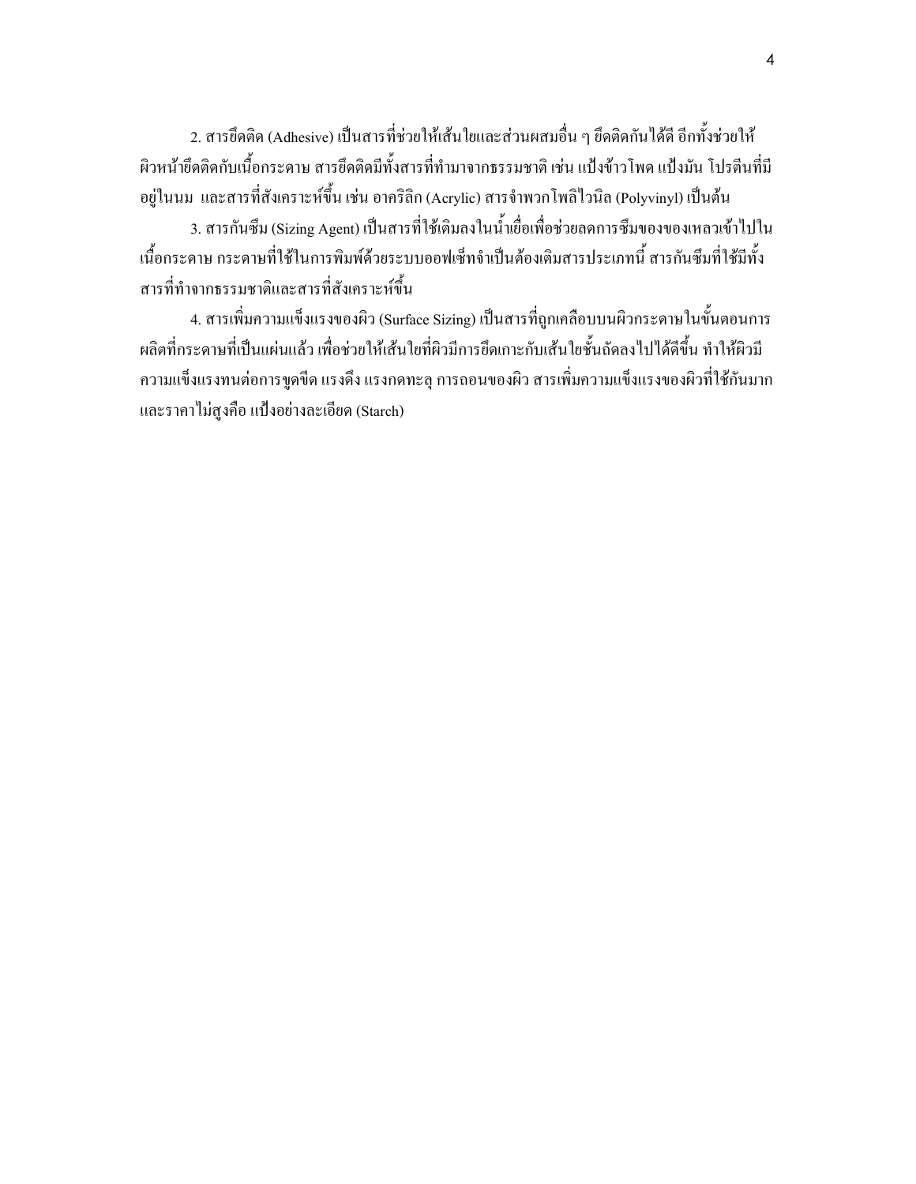2. สารยึดติด (Adhesive) เป็นสารที่ช่วยให้เส้นใยและส่วนผสมอื่น ๆ ยึดติดกันได้ดี อีกทั้งช่วยให้ผิวหน้ายึดติดกับเนื้อกระดาษ สารยึดติดมีทั้งสารที่ทำมาจากธรรมชาติ เช่น แป้งข้าวโพด แป้งมัน โปรตีนที่มีอยู่ในนม และสารที่สังเคราะห์ขึ้น เช่น อาคริลิก (Acrylic) สารจำพวกโพลิไวนิล (Polyvinyl) เป็นต้น

3. สารกันซึม (Sizing Agent) เป็นสารที่ใช้เติมลงในน้ำเยื่อเพื่อช่วยลดการซึมของของเหลวเข้าไปในเนื้อกระดาษ กระดาษที่ใช้ในการพิมพ์ด้วยระบบออฟเซ็ทจำเป็นต้องเติมสารประเภทนี้ สารกันซึมที่ใช้มีทั้งสารที่ทำจากธรรมชาติและสารที่สังเคราะห์ขึ้น

4. สารเพิ่มความแข็งแรงของผิว (Surface Sizing) เป็นสารที่ถูกเคลือบบนผิวกระดาษในขั้นตอนการผลิตที่กระดาษที่เป็นแผ่นแล้ว เพื่อช่วยให้เส้นใยที่ผิวมีการยึดเกาะกับเส้นใยชั้นถัดลงไปได้ดีขึ้น ทำให้ผิวมีความแข็งแรงทนต่อการขูดขีด แรงดึง แรงกดทะลุ การถอนของผิว สารเพิ่มความแข็งแรงของผิวที่ใช้กันมากและราคาไม่สูงคือ แป้งอย่างละเอียด (Starch)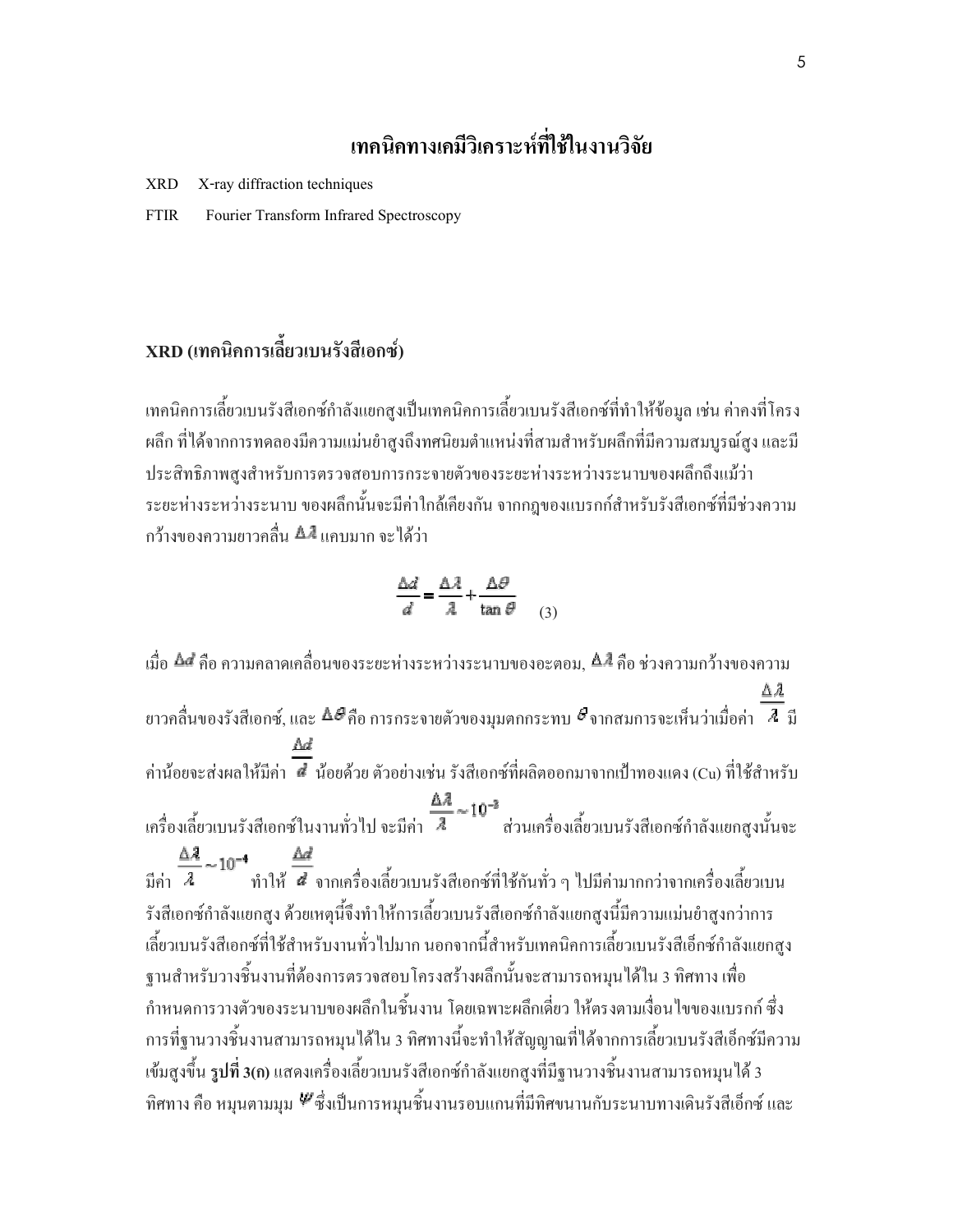# เทคนิคทางเคมีวิเคราะห์ที่ใช้ในงานวิจัย

XRD X-ray diffraction techniques

FTIR Fourier Transform Infrared Spectroscopy

## XRD (เทคนิคการเลี้ยวเบนรังสีเอกซ์)

เทคนิคการเลี้ยวเบนรังสีเอกซ์กำลังแยกสูงเป็นเทคนิคการเลี้ยวเบนรังสีเอกซ์ที่ทำให้ข้อมูล เช่น ค่าคงที่โครงผลึก ที่ได้จากการทดลองมีความแม่นยำสูงถึงทศนิยมตำแหน่งที่สามสำหรับผลึกที่มีความสมบูรณ์สูง และมีประสิทธิภาพสูงสำหรับการตรวจสอบการกระจายตัวของระยะห่างระหว่างระนาบของผลึกถึงแม้ว่าระยะห่างระหว่างระนาบ ของผลึกนั้นจะมีค่าใกล้เคียงกัน จากกฎของแบรกก์สำหรับรังสีเอกซ์ที่มีช่วงความกว้างของความยาวคลื่น $\Delta\lambda$ แคบมาก จะได้ว่า

$$\frac{\Delta d}{d} = \frac{\Delta \lambda}{\lambda} + \frac{\Delta \theta}{\tan \theta} \quad (3)$$

เมื่อ $\Delta d$ คือ ความคลาดเคลื่อนของระยะห่างระหว่างระนาบของอะตอม, $\Delta\lambda$ คือ ช่วงความกว้างของความยาวคลื่นของรังสีเอกซ์, และ $\Delta\theta$ คือ การกระจายตัวของมุมตกกระทบ $\theta$ จากสมการจะเห็นว่าเมื่อค่า $\frac{\Delta \lambda}{\lambda}$ มีค่าน้อยจะส่งผลให้มีค่า $\frac{\Delta d}{d}$ น้อยด้วย ตัวอย่างเช่น รังสีเอกซ์ที่ผลิตออกมาจากเป้าทองแดง (Cu) ที่ใช้สำหรับเครื่องเลี้ยวเบนรังสีเอกซ์ในงานทั่วไป จะมีค่า $\frac{\Delta \lambda}{\lambda} \sim 10^{-3}$ ส่วนเครื่องเลี้ยวเบนรังสีเอกซ์กำลังแยกสูงนั้นจะมีค่า $\frac{\Delta \lambda}{\lambda} \sim 10^{-4}$ ทำให้ $\frac{\Delta d}{d}$ จากเครื่องเลี้ยวเบนรังสีเอกซ์ที่ใช้กันทั่ว ๆ ไปมีค่ามากกว่าจากเครื่องเลี้ยวเบนรังสีเอกซ์กำลังแยกสูง ด้วยเหตุนี้จึงทำให้การเลี้ยวเบนรังสีเอกซ์กำลังแยกสูงนี้มีความแม่นยำสูงกว่าการเลี้ยวเบนรังสีเอกซ์ที่ใช้สำหรับงานทั่วไปมาก นอกจากนี้สำหรับเทคนิคการเลี้ยวเบนรังสีเอ็กซ์กำลังแยกสูงฐานสำหรับวางชิ้นงานที่ต้องการตรวจสอบโครงสร้างผลึกนั้นจะสามารถหมุนได้ใน 3 ทิศทาง เพื่อกำหนดการวางตัวของระนาบของผลึกในชิ้นงาน โดยเฉพาะผลึกเดี่ยว ให้ตรงตามเงื่อนไขของแบรกก์ ซึ่งการที่ฐานวางชิ้นงานสามารถหมุนได้ใน 3 ทิศทางนี้จะทำให้สัญญาณที่ได้จากการเลี้ยวเบนรังสีเอ็กซ์มีความเข้มสูงขึ้น **รูปที่ 3(ก)** แสดงเครื่องเลี้ยวเบนรังสีเอกซ์กำลังแยกสูงที่มีฐานวางชิ้นงานสามารถหมุนได้ 3 ทิศทาง คือ หมุนตามมุม $\psi$ ซึ่งเป็นการหมุนชิ้นงานรอบแกนที่มีทิศขนานกับระนาบทางเดินรังสีเอ็กซ์ และ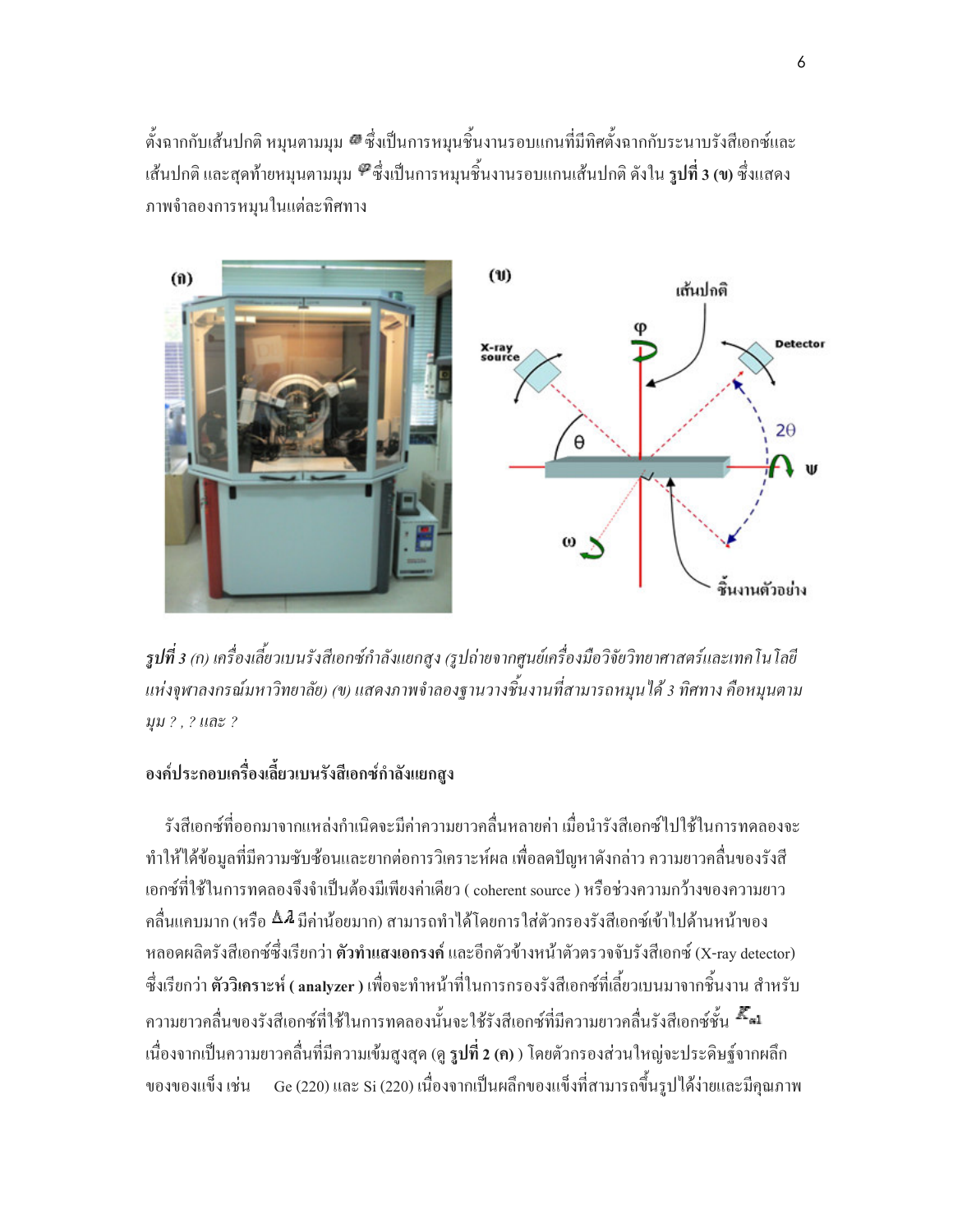ตั้งฉากกับเส้นปกติ หมุนตามมุม $\omega$ ซึ่งเป็นการหมุนชิ้นงานรอบแกนที่มีทิศตั้งฉากกับระนาบรังสีเอกซ์และเส้นปกติ และสุดท้ายหมุนตามมุม $\varphi$ ซึ่งเป็นการหมุนชิ้นงานรอบแกนเส้นปกติ ดังใน **รูปที่ 3 (ข)** ซึ่งแสดงภาพจำลองการหมุนในแต่ละทิศทาง

***รูปที่ 3** (ก) เครื่องเลี้ยวเบนรังสีเอกซ์กำลังแยกสูง (รูปถ่ายจากศูนย์เครื่องมือวิจัยวิทยาศาสตร์และเทคโนโลยีแห่งจุฬาลงกรณ์มหาวิทยาลัย) (ข) แสดงภาพจำลองฐานวางชิ้นงานที่สามารถหมุนได้ 3 ทิศทาง คือหมุนตามมุม ? , ? และ ?*

### องค์ประกอบเครื่องเลี้ยวเบนรังสีเอกซ์กำลังแยกสูง

รังสีเอกซ์ที่ออกมาจากแหล่งกำเนิดจะมีค่าความยาวคลื่นหลายค่า เมื่อนำรังสีเอกซ์ไปใช้ในการทดลองจะทำให้ได้ข้อมูลที่มีความซับซ้อนและยากต่อการวิเคราะห์ผล เพื่อลดปัญหาดังกล่าว ความยาวคลื่นของรังสีเอกซ์ที่ใช้ในการทดลองจึงจำเป็นต้องมีเพียงค่าเดียว ( coherent source ) หรือช่วงความกว้างของความยาวคลื่นแคบมาก (หรือ $\Delta\lambda$ มีค่าน้อยมาก) สามารถทำได้โดยการใส่ตัวกรองรังสีเอกซ์เข้าไปด้านหน้าของหลอดผลิตรังสีเอกซ์ซึ่งเรียกว่า **ตัวทำแสงเอกรงค์** และอีกตัวข้างหน้าตัวตรวจจับรังสีเอกซ์ (X-ray detector) ซึ่งเรียกว่า **ตัววิเคราะห์ ( analyzer )** เพื่อจะทำหน้าที่ในการกรองรังสีเอกซ์ที่เลี้ยวเบนมาจากชิ้นงาน สำหรับความยาวคลื่นของรังสีเอกซ์ที่ใช้ในการทดลองนั้นจะใช้รังสีเอกซ์ที่มีความยาวคลื่นรังสีเอกซ์ชั้น $K_{\alpha 1}$ เนื่องจากเป็นความยาวคลื่นที่มีความเข้มสูงสุด (ดู **รูปที่ 2 (ค)** ) โดยตัวกรองส่วนใหญ่จะประดิษฐ์จากผลึกของของแข็ง เช่น Ge (220) และ Si (220) เนื่องจากเป็นผลึกของแข็งที่สามารถขึ้นรูปได้ง่ายและมีคุณภาพ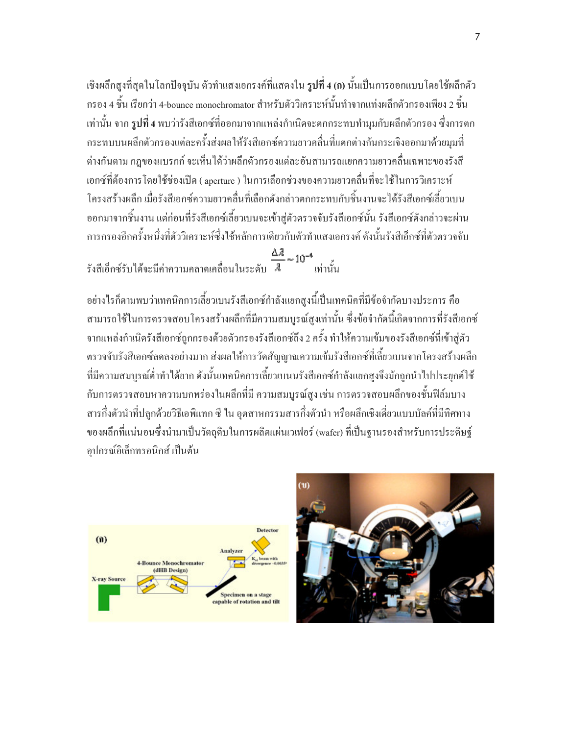เชิงผลึกสูงที่สุดในโลกปัจจุบัน ตัวทำแสงเอกรงค์ที่แสดงใน **รูปที่ 4 (ก)** นั้นเป็นการออกแบบโดยใช้ผลึกตัวกรอง 4 ชิ้น เรียกว่า 4-bounce monochromator สำหรับตัววิเคราะห์นั้นทำจากแท่งผลึกตัวกรองเพียง 2 ชิ้นเท่านั้น จาก **รูปที่ 4** พบว่ารังสีเอกซ์ที่ออกมาจากแหล่งกำเนิดจะตกกระทบทำมุมกับผลึกตัวกรอง ซึ่งการตกกระทบบนผลึกตัวกรองแต่ละครั้งส่งผลให้รังสีเอกซ์ความยาวคลื่นที่แตกต่างกันกระเจิงออกมาด้วยมุมที่ต่างกันตาม กฎของแบรกก์ จะเห็นได้ว่าผลึกตัวกรองแต่ละอันสามารถแยกความยาวคลื่นเฉพาะของรังสีเอกซ์ที่ต้องการโดยใช้ช่องเปิด ( aperture ) ในการเลือกช่วงของความยาวคลื่นที่จะใช้ในการวิเคราะห์โครงสร้างผลึก เมื่อรังสีเอกซ์ความยาวคลื่นที่เลือกดังกล่าวตกกระทบกับชิ้นงานจะได้รังสีเอกซ์เลี้ยวเบนออกมาจากชิ้นงาน แต่ก่อนที่รังสีเอกซ์เลี้ยวเบนจะเข้าสู่ตัวตรวจจับรังสีเอกซ์นั้น รังสีเอกซ์ดังกล่าวจะผ่านการกรองอีกครั้งหนึ่งที่ตัววิเคราะห์ซึ่งใช้หลักการเดียวกับตัวทำแสงเอกรงค์ ดังนั้นรังสีเอ็กซ์ที่ตัวตรวจจับรังสีเอ็กซ์รับได้จะมีค่าความคลาดเคลื่อนในระดับ $\frac{\Delta\lambda}{\lambda} \sim 10^{-4}$ เท่านั้น

อย่างไรก็ตามพบว่าเทคนิคการเลี้ยวเบนรังสีเอกซ์กำลังแยกสูงนี้เป็นเทคนิคที่มีข้อจำกัดบางประการ คือสามารถใช้ในการตรวจสอบโครงสร้างผลึกที่มีความสมบูรณ์สูงเท่านั้น ซึ่งข้อจำกัดนี้เกิดจากการที่รังสีเอกซ์จากแหล่งกำเนิดรังสีเอกซ์ถูกกรองด้วยตัวกรองรังสีเอกซ์ถึง 2 ครั้ง ทำให้ความเข้มของรังสีเอกซ์ที่เข้าสู่ตัวตรวจจับรังสีเอกซ์ลดลงอย่างมาก ส่งผลให้การวัดสัญญาณความเข้มรังสีเอกซ์ที่เลี้ยวเบนจากโครงสร้างผลึกที่มีความสมบูรณ์ต่ำทำได้ยาก ดังนั้นเทคนิคการเลี้ยวเบนรังสีเอกซ์กำลังแยกสูงจึงมักถูกนำไปประยุกต์ใช้กับการตรวจสอบหาความบกพร่องในผลึกที่มี ความสมบูรณ์สูง เช่น การตรวจสอบผลึกของชั้นฟิล์มบางสารกึ่งตัวนำที่ปลูกด้วยวิธีเอพิแทก ซี ใน อุตสาหกรรมสารกึ่งตัวนำ หรือผลึกเชิงเดี่ยวแบบบัลค์ที่มีทิศทางของผลึกที่แน่นอนซึ่งนำมาเป็นวัตถุดิบในการผลิตแผ่นเวเฟอร์ (wafer) ที่เป็นฐานรองสำหรับการประดิษฐ์อุปกรณ์อิเล็กทรอนิกส์ เป็นต้น

(ก) X-ray Source — 4-Bounce Monochromator (dHB Design) — Specimen on a stage capable of rotation and tilt — Analyzer — $K_{\alpha 1}$ beam with divergence ~0.0035° — Detector

(ข)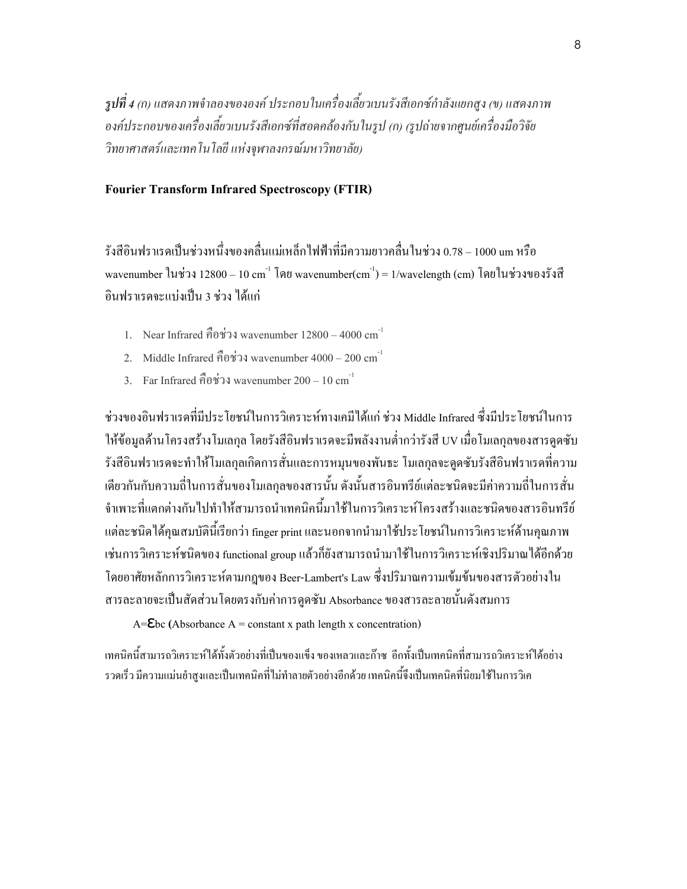***รูปที่ 4** (ก) แสดงภาพจำลองขององค์ ประกอบในเครื่องเลี้ยวเบนรังสีเอกซ์กำลังแยกสูง (ข) แสดงภาพองค์ประกอบของเครื่องเลี้ยวเบนรังสีเอกซ์ที่สอดคล้องกับในรูป (ก) (รูปถ่ายจากศูนย์เครื่องมือวิจัยวิทยาศาสตร์และเทคโนโลยี แห่งจุฬาลงกรณ์มหาวิทยาลัย)*

### Fourier Transform Infrared Spectroscopy (FTIR)

รังสีอินฟราเรดเป็นช่วงหนึ่งของคลื่นแม่เหล็กไฟฟ้าที่มีความยาวคลื่นในช่วง 0.78 – 1000 um หรือ wavenumber ในช่วง 12800 – 10 $cm^{-1}$ โดย wavenumber($cm^{-1}$) = 1/wavelength (cm) โดยในช่วงของรังสีอินฟราเรดจะแบ่งเป็น 3 ช่วง ได้แก่

1. Near Infrared คือช่วง wavenumber 12800 – 4000 $cm^{-1}$
2. Middle Infrared คือช่วง wavenumber 4000 – 200 $cm^{-1}$
3. Far Infrared คือช่วง wavenumber 200 – 10 $cm^{-1}$

ช่วงของอินฟราเรดที่มีประโยชน์ในการวิเคราะห์ทางเคมีได้แก่ ช่วง Middle Infrared ซึ่งมีประโยชน์ในการให้ข้อมูลด้านโครงสร้างโมเลกุล โดยรังสีอินฟราเรดจะมีพลังงานต่ำกว่ารังสี UV เมื่อโมเลกุลของสารดูดซับรังสีอินฟราเรดจะทำให้โมเลกุลเกิดการสั่นและการหมุนของพันธะ โมเลกุลจะดูดซับรังสีอินฟราเรดที่ความเดียวกันกับความถี่ในการสั่นของโมเลกุลของสารนั้น ดังนั้นสารอินทรีย์แต่ละชนิดจะมีค่าความถี่ในการสั่นจำเพาะที่แตกต่างกันไปทำให้สามารถนำเทคนิคนี้มาใช้ในการวิเคราะห์โครงสร้างและชนิดของสารอินทรีย์แต่ละชนิดได้คุณสมบัตินี้เรียกว่า finger print และนอกจากนำมาใช้ประโยชน์ในการวิเคราะห์ด้านคุณภาพ เช่นการวิเคราะห์ชนิดของ functional group แล้วก็ยังสามารถนำมาใช้ในการวิเคราะห์เชิงปริมาณได้อีกด้วย โดยอาศัยหลักการวิเคราะห์ตามกฎของ Beer-Lambert's Law ซึ่งปริมาณความเข้มข้นของสารตัวอย่างในสารละลายจะเป็นสัดส่วนโดยตรงกับค่าการดูดซับ Absorbance ของสารละลายนั้นดังสมการ

$A=\varepsilon bc$ (Absorbance A = constant x path length x concentration)

เทคนิคนี้สามารถวิเคราะห์ได้ทั้งตัวอย่างที่เป็นของแข็ง ของเหลวและก๊าซ อีกทั้งเป็นเทคนิคที่สามารถวิเคราะห์ได้อย่างรวดเร็ว มีความแม่นยำสูงและเป็นเทคนิคที่ไม่ทำลายตัวอย่างอีกด้วย เทคนิคนี้จึงเป็นเทคนิคที่นิยมใช้ในการวิเค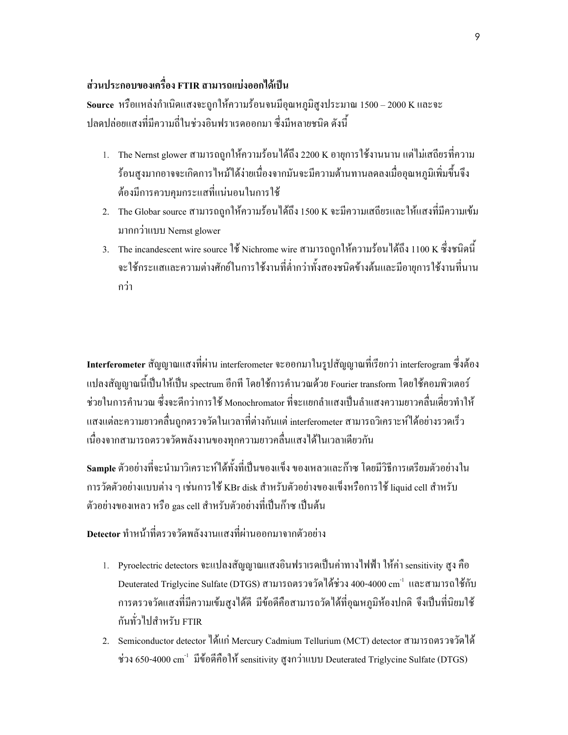**ส่วนประกอบของเครื่อง FTIR สามารถแบ่งออกได้เป็น**

**Source** หรือแหล่งกำเนิดแสงจะถูกให้ความร้อนจนมีอุณหภูมิสูงประมาณ 1500 – 2000 K และจะปลดปล่อยแสงที่มีความถี่ในช่วงอินฟราเรดออกมา ซึ่งมีหลายชนิด ดังนี้

1. The Nernst glower สามารถถูกให้ความร้อนได้ถึง 2200 K อายุการใช้งานนาน แต่ไม่เสถียรที่ความร้อนสูงมากอาจจะเกิดการไหม้ได้ง่ายเนื่องจากมันจะมีความต้านทานลดลงเมื่ออุณหภูมิเพิ่มขึ้นจึงต้องมีการควบคุมกระแสที่แน่นอนในการใช้
2. The Globar source สามารถถูกให้ความร้อนได้ถึง 1500 K จะมีความเสถียรและให้แสงที่มีความเข้มมากกว่าแบบ Nernst glower
3. The incandescent wire source ใช้ Nichrome wire สามารถถูกให้ความร้อนได้ถึง 1100 K ซึ่งชนิดนี้จะใช้กระแสและความต่างศักย์ในการใช้งานที่ต่ำกว่าทั้งสองชนิดข้างต้นและมีอายุการใช้งานที่นานกว่า

**Interferometer** สัญญาณแสงที่ผ่าน interferometer จะออกมาในรูปสัญญาณที่เรียกว่า interferogram ซึ่งต้องแปลงสัญญาณนี้เป็นให้เป็น spectrum อีกที โดยใช้การคำนวณด้วย Fourier transform โดยใช้คอมพิวเตอร์ช่วยในการคำนวณ ซึ่งจะดีกว่าการใช้ Monochromator ที่จะแยกลำแสงเป็นลำแสงความยาวคลื่นเดี่ยวทำให้แสงแต่ละความยาวคลื่นถูกตรวจวัดในเวลาที่ต่างกันแต่ interferometer สามารถวิเคราะห์ได้อย่างรวดเร็วเนื่องจากสามารถตรวจวัดพลังงานของทุกความยาวคลื่นแสงได้ในเวลาเดียวกัน

**Sample** ตัวอย่างที่จะนำมาวิเคราะห์ได้ทั้งที่เป็นของแข็ง ของเหลวและก๊าซ โดยมีวิธีการเตรียมตัวอย่างในการวัดตัวอย่างแบบต่าง ๆ เช่นการใช้ KBr disk สำหรับตัวอย่างของแข็งหรือการใช้ liquid cell สำหรับตัวอย่างของเหลว หรือ gas cell สำหรับตัวอย่างที่เป็นก๊าซ เป็นต้น

**Detector** ทำหน้าที่ตรวจวัดพลังงานแสงที่ผ่านออกมาจากตัวอย่าง

1. Pyroelectric detectors จะแปลงสัญญาณแสงอินฟราเรดเป็นค่าทางไฟฟ้า ให้ค่า sensitivity สูง คือ Deuterated Triglycine Sulfate (DTGS) สามารถตรวจวัดได้ช่วง 400-4000 $cm^{-1}$ และสามารถใช้กับการตรวจวัดแสงที่มีความเข้มสูงได้ดี มีข้อดีคือสามารถวัดได้ที่อุณหภูมิห้องปกติ จึงเป็นที่นิยมใช้กันทั่วไปสำหรับ FTIR
2. Semiconductor detector ได้แก่ Mercury Cadmium Tellurium (MCT) detector สามารถตรวจวัดได้ช่วง 650-4000 $cm^{-1}$ มีข้อดีคือให้ sensitivity สูงกว่าแบบ Deuterated Triglycine Sulfate (DTGS)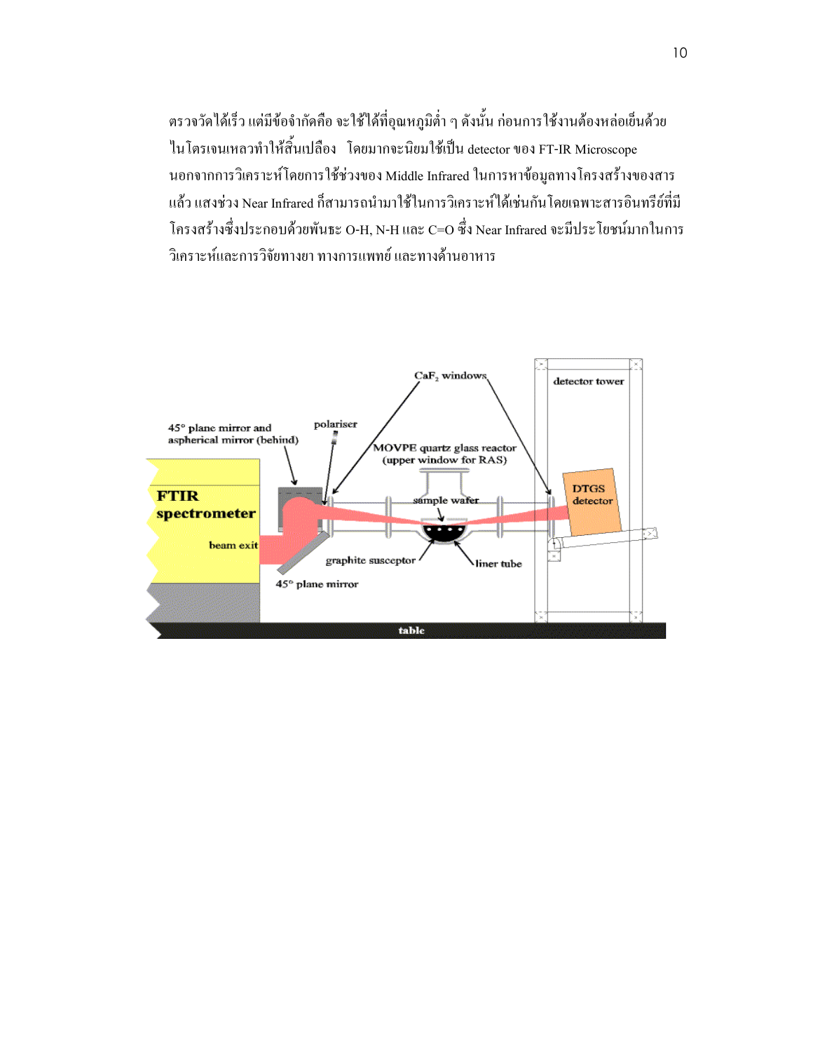ตรวจวัดได้เร็ว แต่มีข้อจำกัดคือ จะใช้ได้ที่อุณหภูมิต่ำ ๆ ดังนั้น ก่อนการใช้งานต้องหล่อเย็นด้วยไนโตรเจนเหลวทำให้สิ้นเปลือง โดยมากจะนิยมใช้เป็น detector ของ FT-IR Microscope

นอกจากการวิเคราะห์โดยการใช้ช่วงของ Middle Infrared ในการหาข้อมูลทางโครงสร้างของสารแล้ว แสงช่วง Near Infrared ก็สามารถนำมาใช้ในการวิเคราะห์ได้เช่นกันโดยเฉพาะสารอินทรีย์ที่มีโครงสร้างซึ่งประกอบด้วยพันธะ O-H, N-H และ C=O ซึ่ง Near Infrared จะมีประโยชน์มากในการวิเคราะห์และการวิจัยทางยา ทางการแพทย์ และทางด้านอาหาร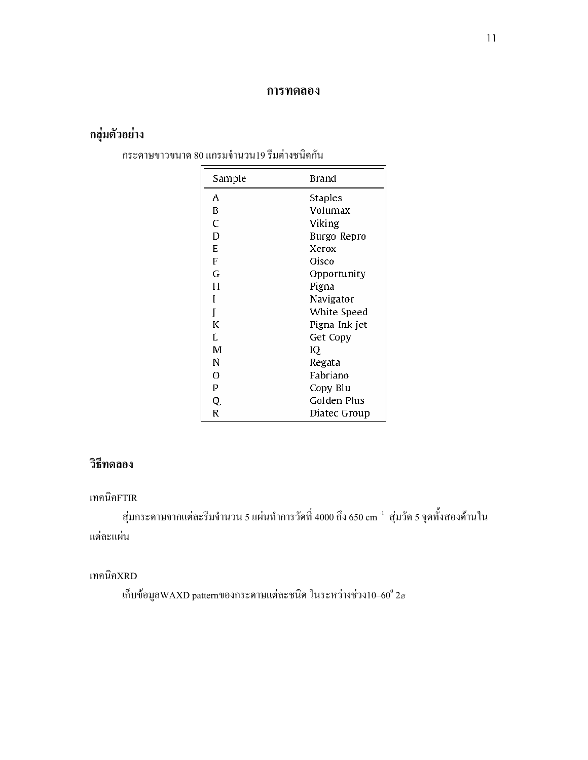# การทดลอง

## กลุ่มตัวอย่าง

กระดาษขาวขนาด 80 แกรมจำนวน19 รีมต่างชนิดกัน

| Sample | Brand |
|---|---|
| A | Staples |
| B | Volumax |
| C | Viking |
| D | Burgo Repro |
| E | Xerox |
| F | Oisco |
| G | Opportunity |
| H | Pigna |
| I | Navigator |
| J | White Speed |
| K | Pigna Ink jet |
| L | Get Copy |
| M | IQ |
| N | Regata |
| O | Fabriano |
| P | Copy Blu |
| Q | Golden Plus |
| R | Diatec Group |

## วิธีทดลอง

เทคนิคFTIR

สุ่มกระดาษจากแต่ละรีมจำนวน 5 แผ่นทำการวัดที่ 4000 ถึง 650 $cm^{-1}$ สุ่มวัด 5 จุดทั้งสองด้านในแต่ละแผ่น

เทคนิคXRD

เก็บข้อมูลWAXD patternของกระดาษแต่ละชนิด ในระหว่างช่วง10–$60^{0}$ 2ø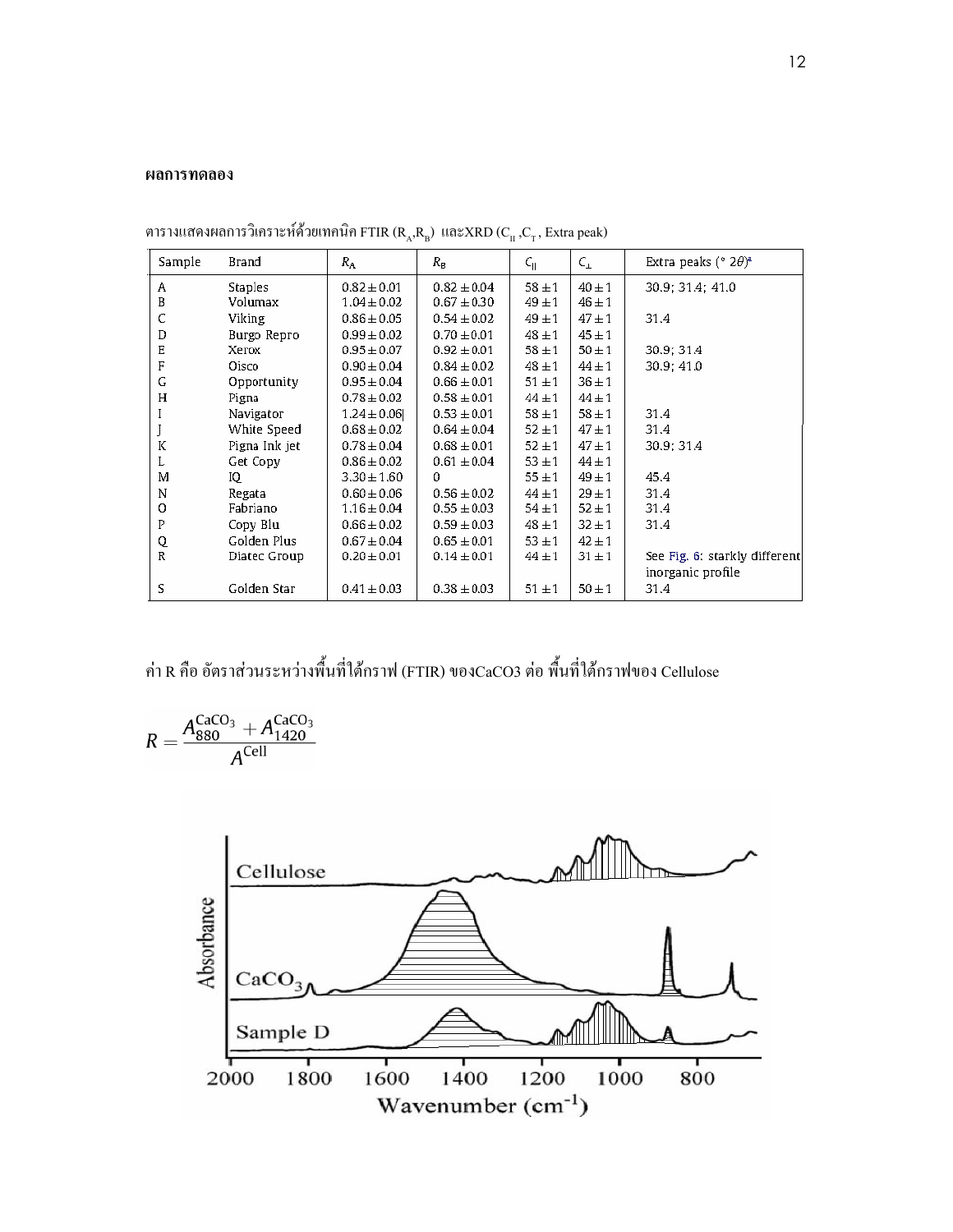**ผลการทดลอง**

ตารางแสดงผลการวิเคราะห์ด้วยเทคนิค FTIR ($R_A$,$R_B$) และXRD ($C_{II}$ ,$C_T$ , Extra peak)

| Sample | Brand | $R_A$ | $R_B$ | $C_{\parallel}$ | $C_{\perp}$ | Extra peaks (° 2$\theta$)[a] |
|---|---|---|---|---|---|---|
| A | Staples | 0.82 ± 0.01 | 0.82 ± 0.04 | 58 ± 1 | 40 ± 1 | 30.9; 31.4; 41.0 |
| B | Volumax | 1.04 ± 0.02 | 0.67 ± 0.30 | 49 ± 1 | 46 ± 1 | |
| C | Viking | 0.86 ± 0.05 | 0.54 ± 0.02 | 49 ± 1 | 47 ± 1 | 31.4 |
| D | Burgo Repro | 0.99 ± 0.02 | 0.70 ± 0.01 | 48 ± 1 | 45 ± 1 | |
| E | Xerox | 0.95 ± 0.07 | 0.92 ± 0.01 | 58 ± 1 | 50 ± 1 | 30.9; 31.4 |
| F | Oisco | 0.90 ± 0.04 | 0.84 ± 0.02 | 48 ± 1 | 44 ± 1 | 30.9; 41.0 |
| G | Opportunity | 0.95 ± 0.04 | 0.66 ± 0.01 | 51 ± 1 | 36 ± 1 | |
| H | Pigna | 0.78 ± 0.02 | 0.58 ± 0.01 | 44 ± 1 | 44 ± 1 | |
| I | Navigator | 1.24 ± 0.06 | 0.53 ± 0.01 | 58 ± 1 | 58 ± 1 | 31.4 |
| J | White Speed | 0.68 ± 0.02 | 0.64 ± 0.04 | 52 ± 1 | 47 ± 1 | 31.4 |
| K | Pigna Ink jet | 0.78 ± 0.04 | 0.68 ± 0.01 | 52 ± 1 | 47 ± 1 | 30.9; 31.4 |
| L | Get Copy | 0.86 ± 0.02 | 0.61 ± 0.04 | 53 ± 1 | 44 ± 1 | |
| M | IQ | 3.30 ± 1.60 | 0 | 55 ± 1 | 49 ± 1 | 45.4 |
| N | Regata | 0.60 ± 0.06 | 0.56 ± 0.02 | 44 ± 1 | 29 ± 1 | 31.4 |
| O | Fabriano | 1.16 ± 0.04 | 0.55 ± 0.03 | 54 ± 1 | 52 ± 1 | 31.4 |
| P | Copy Blu | 0.66 ± 0.02 | 0.59 ± 0.03 | 48 ± 1 | 32 ± 1 | 31.4 |
| Q | Golden Plus | 0.67 ± 0.04 | 0.65 ± 0.01 | 53 ± 1 | 42 ± 1 | |
| R | Diatec Group | 0.20 ± 0.01 | 0.14 ± 0.01 | 44 ± 1 | 31 ± 1 | See Fig. 6: starkly different inorganic profile |
| S | Golden Star | 0.41 ± 0.03 | 0.38 ± 0.03 | 51 ± 1 | 50 ± 1 | 31.4 |

ค่า R คือ อัตราส่วนระหว่างพื้นที่ใต้กราฟ (FTIR) ของ$CaCO_3$ ต่อ พื้นที่ใต้กราฟของ Cellulose

$$R = \frac{A_{880}^{CaCO_3} + A_{1420}^{CaCO_3}}{A^{Cell}}$$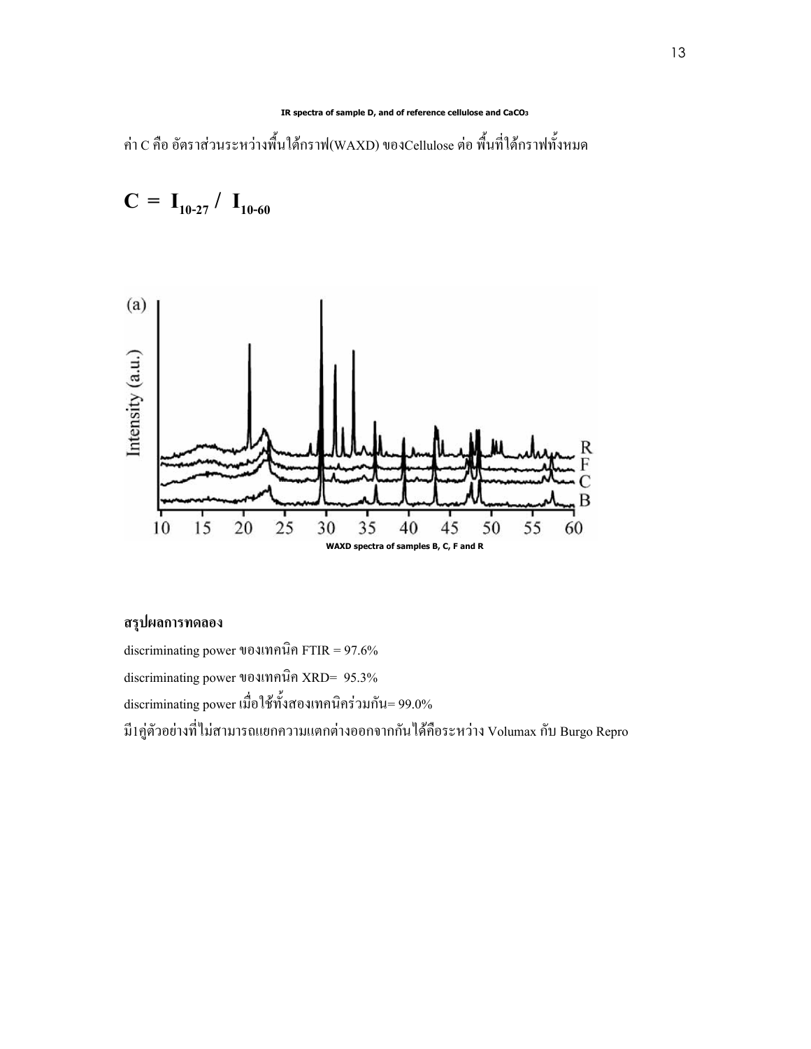**IR spectra of sample D, and of reference cellulose and $CaCO_3$**

ค่า C คือ อัตราส่วนระหว่างพื้นใต้กราฟ(WAXD) ของCellulose ต่อ พื้นที่ใต้กราฟทั้งหมด

$$C = I_{10\text{-}27} / I_{10\text{-}60}$$

**WAXD spectra of samples B, C, F and R**

## สรุปผลการทดลอง

discriminating power ของเทคนิค FTIR = 97.6%

discriminating power ของเทคนิค XRD= 95.3%

discriminating power เมื่อใช้ทั้งสองเทคนิคร่วมกัน= 99.0%

มี1คู่ตัวอย่างที่ไม่สามารถแยกความแตกต่างออกจากกันได้คือระหว่าง Volumax กับ Burgo Repro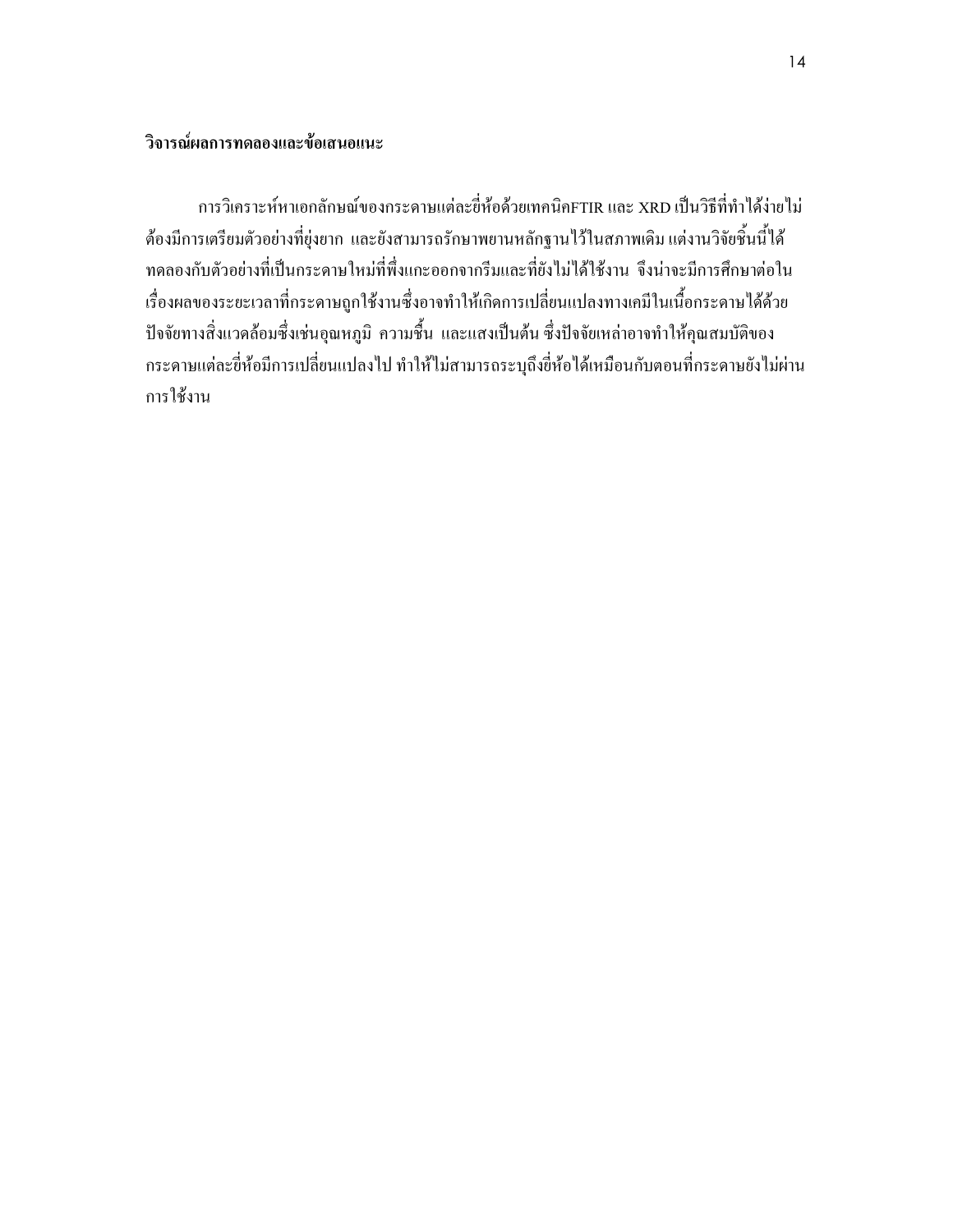**วิจารณ์ผลการทดลองและข้อเสนอแนะ**

การวิเคราะห์หาเอกลักษณ์ของกระดาษแต่ละยี่ห้อด้วยเทคนิคFTIR และ XRD เป็นวิธีที่ทำได้ง่ายไม่ต้องมีการเตรียมตัวอย่างที่ยุ่งยาก และยังสามารถรักษาพยานหลักฐานไว้ในสภาพเดิม แต่งานวิจัยชิ้นนี้ได้ทดลองกับตัวอย่างที่เป็นกระดาษใหม่ที่พึ่งแกะออกจากรีมและที่ยังไม่ได้ใช้งาน จึงน่าจะมีการศึกษาต่อในเรื่องผลของระยะเวลาที่กระดาษถูกใช้งานซึ่งอาจทำให้เกิดการเปลี่ยนแปลงทางเคมีในเนื้อกระดาษได้ด้วยปัจจัยทางสิ่งแวดล้อมซึ่งเช่นอุณหภูมิ ความชื้น และแสงเป็นต้น ซึ่งปัจจัยเหล่าอาจทำให้คุณสมบัติของกระดาษแต่ละยี่ห้อมีการเปลี่ยนแปลงไป ทำให้ไม่สามารถระบุถึงยี่ห้อได้เหมือนกับตอนที่กระดาษยังไม่ผ่านการใช้งาน